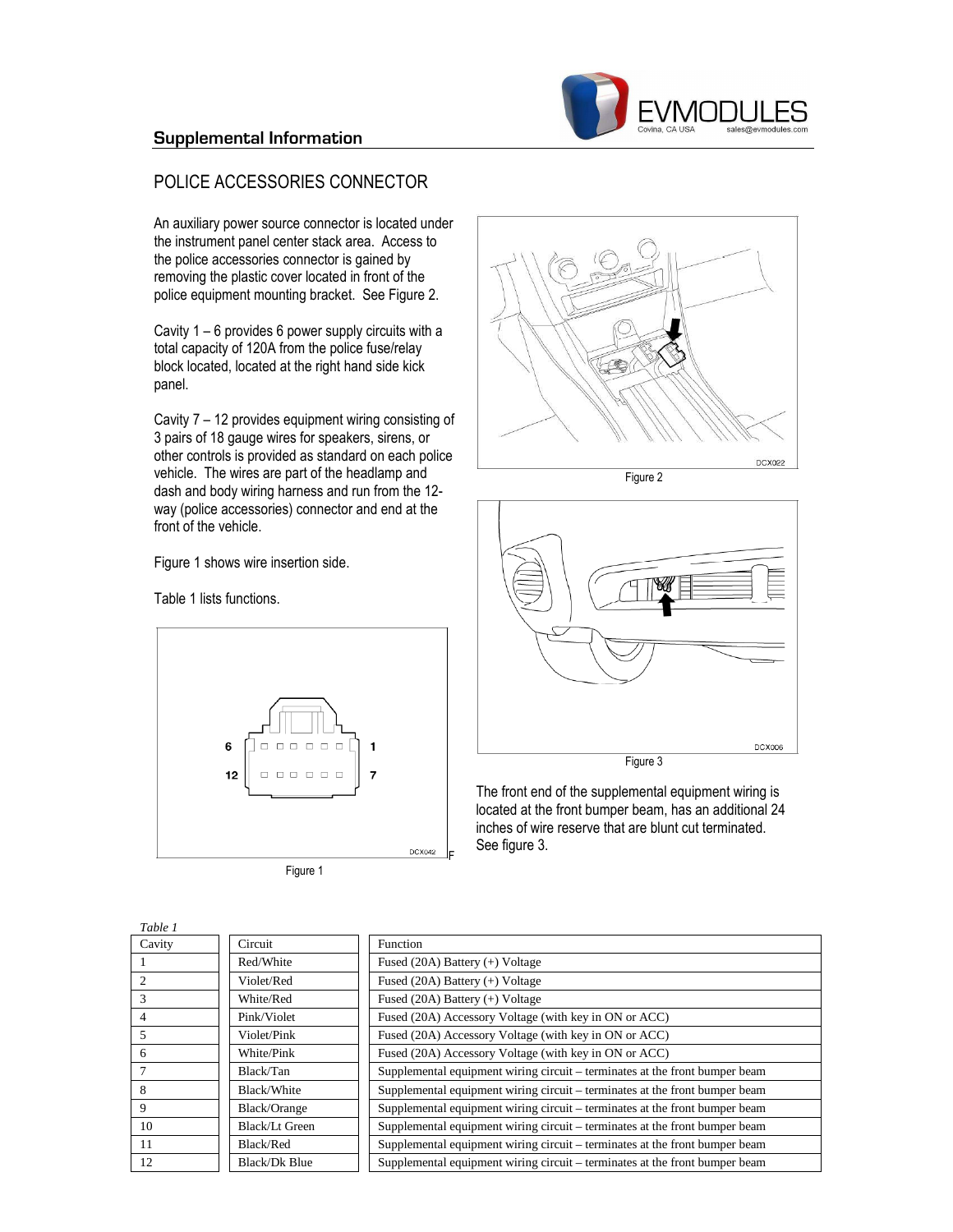## Supplemental Information

# POLICE ACCESSORIES CONNECTOR

An auxiliary power source connector is located under the instrument panel center stack area. Access to the police accessories connector is gained by removing the plastic cover located in front of the police equipment mounting bracket. See Figure 2.

Cavity 1 – 6 provides 6 power supply circuits with a total capacity of 120A from the police fuse/relay block located, located at the right hand side kick panel.

Cavity 7 – 12 provides equipment wiring consisting of 3 pairs of 18 gauge wires for speakers, sirens, or other controls is provided as standard on each police vehicle. The wires are part of the headlamp and dash and body wiring harness and run from the 12-way (police accessories) connector and end at the front of the vehicle.

Figure 1 shows wire insertion side.

Table 1 lists functions.

Figure 1

Figure 2

Figure 3

The front end of the supplemental equipment wiring is located at the front bumper beam, has an additional 24 inches of wire reserve that are blunt cut terminated. See figure 3.

*Table 1*

| Cavity | Circuit | Function |
|---|---|---|
| 1 | Red/White | Fused (20A) Battery (+) Voltage |
| 2 | Violet/Red | Fused (20A) Battery (+) Voltage |
| 3 | White/Red | Fused (20A) Battery (+) Voltage |
| 4 | Pink/Violet | Fused (20A) Accessory Voltage (with key in ON or ACC) |
| 5 | Violet/Pink | Fused (20A) Accessory Voltage (with key in ON or ACC) |
| 6 | White/Pink | Fused (20A) Accessory Voltage (with key in ON or ACC) |
| 7 | Black/Tan | Supplemental equipment wiring circuit – terminates at the front bumper beam |
| 8 | Black/White | Supplemental equipment wiring circuit – terminates at the front bumper beam |
| 9 | Black/Orange | Supplemental equipment wiring circuit – terminates at the front bumper beam |
| 10 | Black/Lt Green | Supplemental equipment wiring circuit – terminates at the front bumper beam |
| 11 | Black/Red | Supplemental equipment wiring circuit – terminates at the front bumper beam |
| 12 | Black/Dk Blue | Supplemental equipment wiring circuit – terminates at the front bumper beam |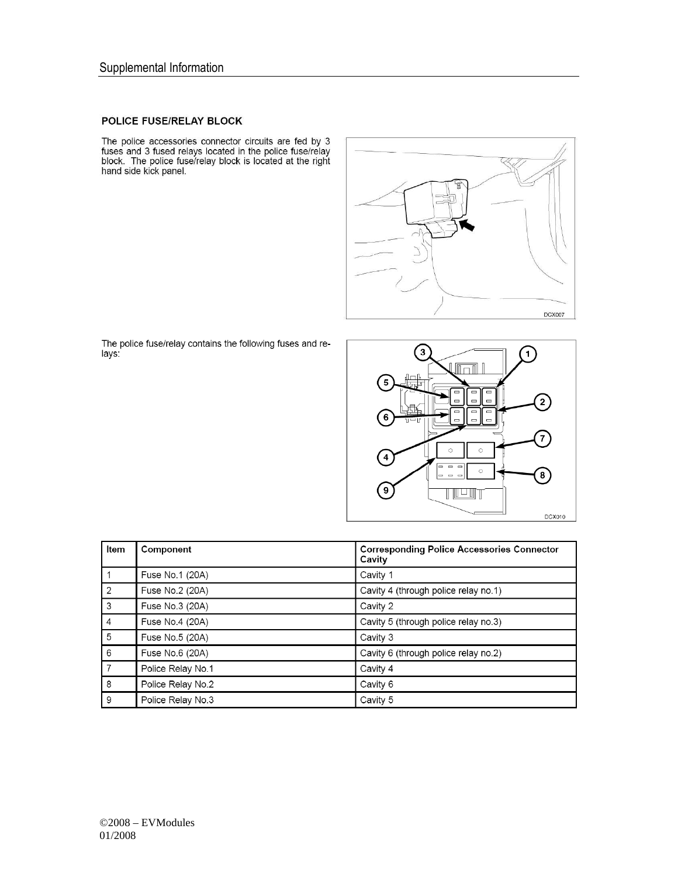## POLICE FUSE/RELAY BLOCK

The police accessories connector circuits are fed by 3 fuses and 3 fused relays located in the police fuse/relay block. The police fuse/relay block is located at the right hand side kick panel.

DCX007

The police fuse/relay contains the following fuses and relays:

3
1
5
2
6
7
4
8
9
DCX010

| Item | Component | Corresponding Police Accessories Connector Cavity |
|---|---|---|
| 1 | Fuse No.1 (20A) | Cavity 1 |
| 2 | Fuse No.2 (20A) | Cavity 4 (through police relay no.1) |
| 3 | Fuse No.3 (20A) | Cavity 2 |
| 4 | Fuse No.4 (20A) | Cavity 5 (through police relay no.3) |
| 5 | Fuse No.5 (20A) | Cavity 3 |
| 6 | Fuse No.6 (20A) | Cavity 6 (through police relay no.2) |
| 7 | Police Relay No.1 | Cavity 4 |
| 8 | Police Relay No.2 | Cavity 6 |
| 9 | Police Relay No.3 | Cavity 5 |